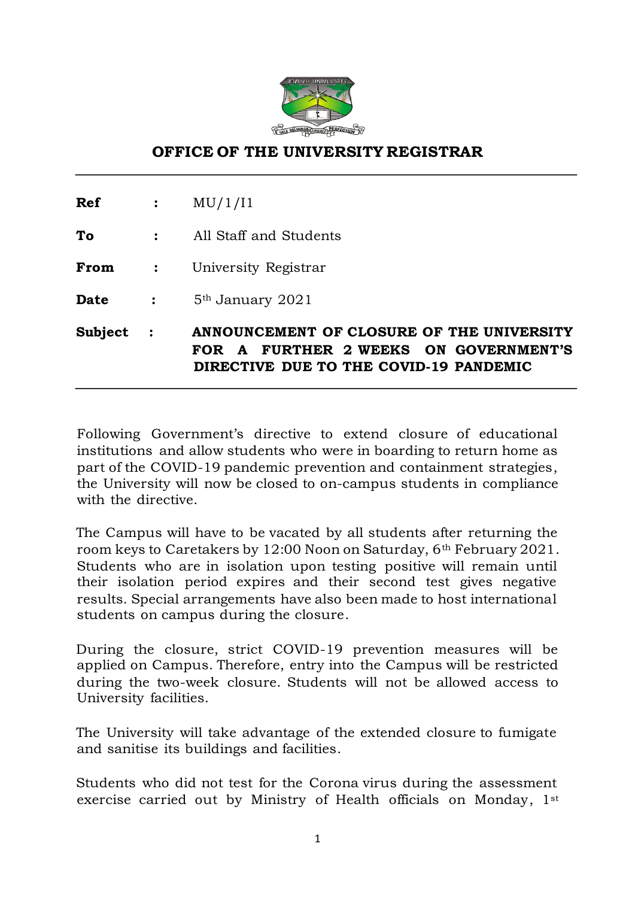## OFFICE OF THE UNIVERSITY REGISTRAR

| | | |
|---|---|---|
| **Ref** | **:** | MU/1/I1 |
| **To** | **:** | All Staff and Students |
| **From** | **:** | University Registrar |
| **Date** | **:** | 5th January 2021 |
| **Subject** | **:** | **ANNOUNCEMENT OF CLOSURE OF THE UNIVERSITY FOR A FURTHER 2 WEEKS ON GOVERNMENT'S DIRECTIVE DUE TO THE COVID-19 PANDEMIC** |

Following Government's directive to extend closure of educational institutions and allow students who were in boarding to return home as part of the COVID-19 pandemic prevention and containment strategies, the University will now be closed to on-campus students in compliance with the directive.

The Campus will have to be vacated by all students after returning the room keys to Caretakers by 12:00 Noon on Saturday, 6th February 2021. Students who are in isolation upon testing positive will remain until their isolation period expires and their second test gives negative results. Special arrangements have also been made to host international students on campus during the closure.

During the closure, strict COVID-19 prevention measures will be applied on Campus. Therefore, entry into the Campus will be restricted during the two-week closure. Students will not be allowed access to University facilities.

The University will take advantage of the extended closure to fumigate and sanitise its buildings and facilities.

Students who did not test for the Corona virus during the assessment exercise carried out by Ministry of Health officials on Monday, 1st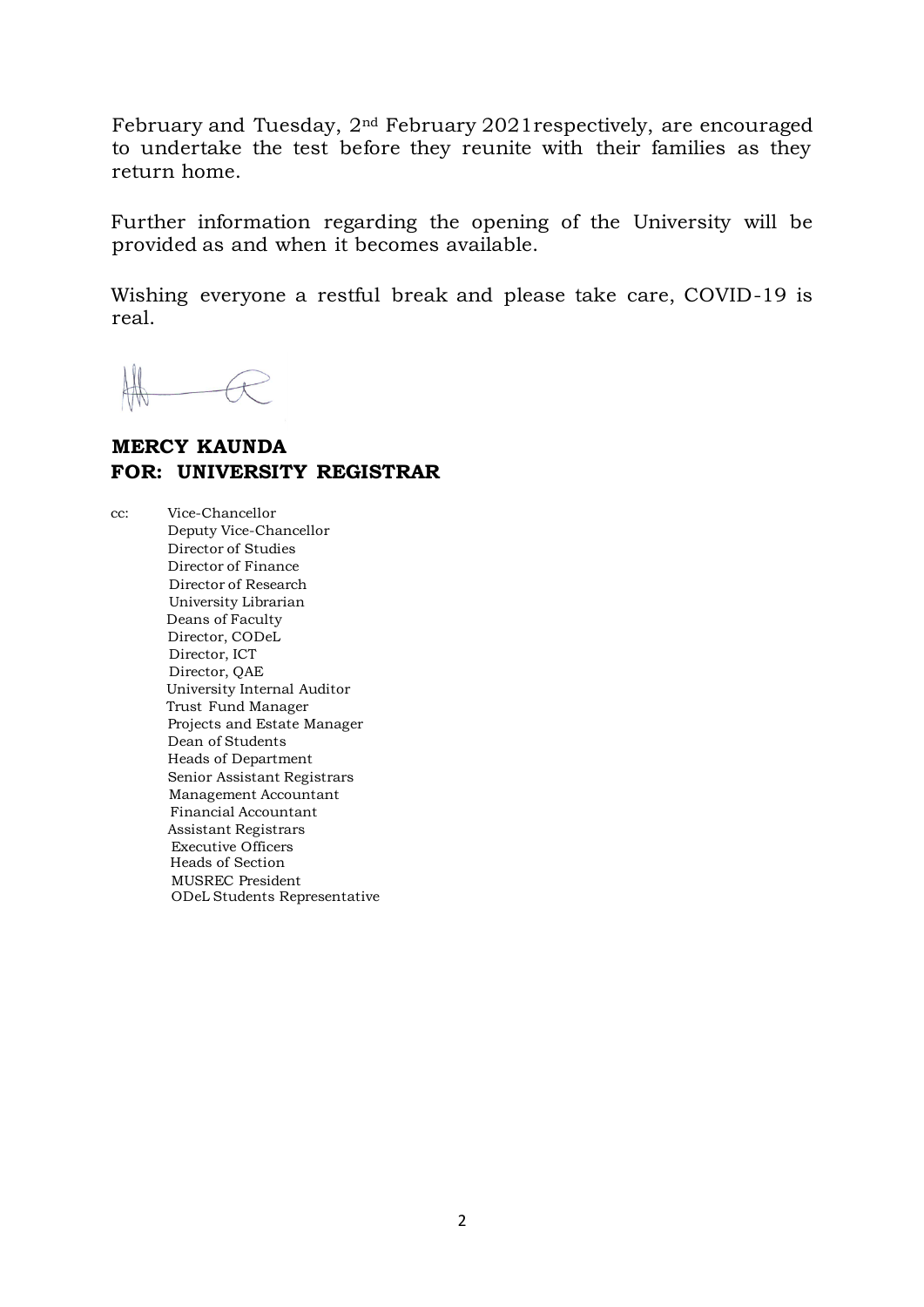February and Tuesday, 2nd February 2021respectively, are encouraged to undertake the test before they reunite with their families as they return home.

Further information regarding the opening of the University will be provided as and when it becomes available.

Wishing everyone a restful break and please take care, COVID-19 is real.

**MERCY KAUNDA**
**FOR: UNIVERSITY REGISTRAR**

cc: Vice-Chancellor
Deputy Vice-Chancellor
Director of Studies
Director of Finance
Director of Research
University Librarian
Deans of Faculty
Director, CODeL
Director, ICT
Director, QAE
University Internal Auditor
Trust Fund Manager
Projects and Estate Manager
Dean of Students
Heads of Department
Senior Assistant Registrars
Management Accountant
Financial Accountant
Assistant Registrars
Executive Officers
Heads of Section
MUSREC President
ODeL Students Representative